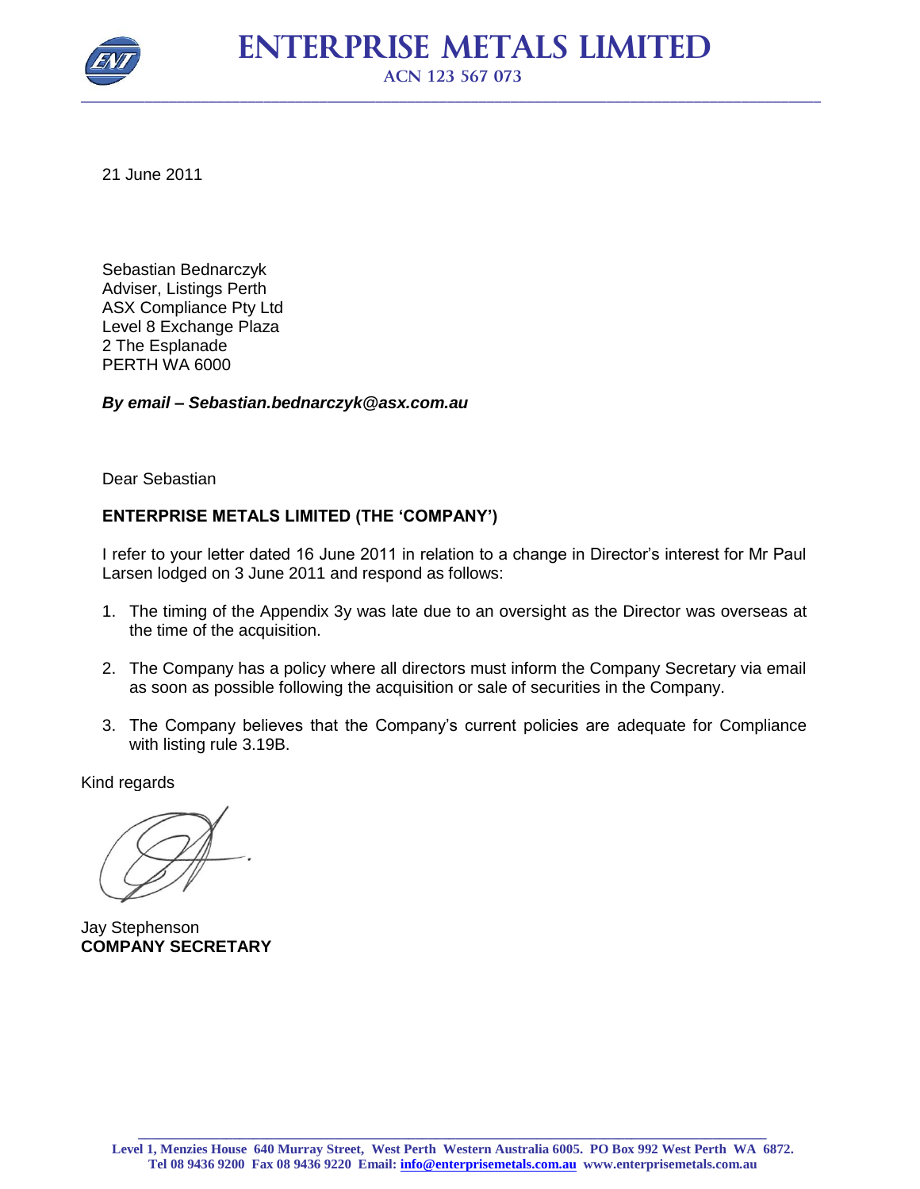# ENTERPRISE METALS LIMITED

ACN 123 567 073

21 June 2011

Sebastian Bednarczyk
Adviser, Listings Perth
ASX Compliance Pty Ltd
Level 8 Exchange Plaza
2 The Esplanade
PERTH WA 6000

***By email – Sebastian.bednarczyk@asx.com.au***

Dear Sebastian

**ENTERPRISE METALS LIMITED (THE 'COMPANY')**

I refer to your letter dated 16 June 2011 in relation to a change in Director's interest for Mr Paul Larsen lodged on 3 June 2011 and respond as follows:

1. The timing of the Appendix 3y was late due to an oversight as the Director was overseas at the time of the acquisition.
2. The Company has a policy where all directors must inform the Company Secretary via email as soon as possible following the acquisition or sale of securities in the Company.
3. The Company believes that the Company's current policies are adequate for Compliance with listing rule 3.19B.

Kind regards

Jay Stephenson
**COMPANY SECRETARY**

Level 1, Menzies House 640 Murray Street, West Perth Western Australia 6005. PO Box 992 West Perth WA 6872.
Tel 08 9436 9200 Fax 08 9436 9220 Email: info@enterprisemetals.com.au www.enterprisemetals.com.au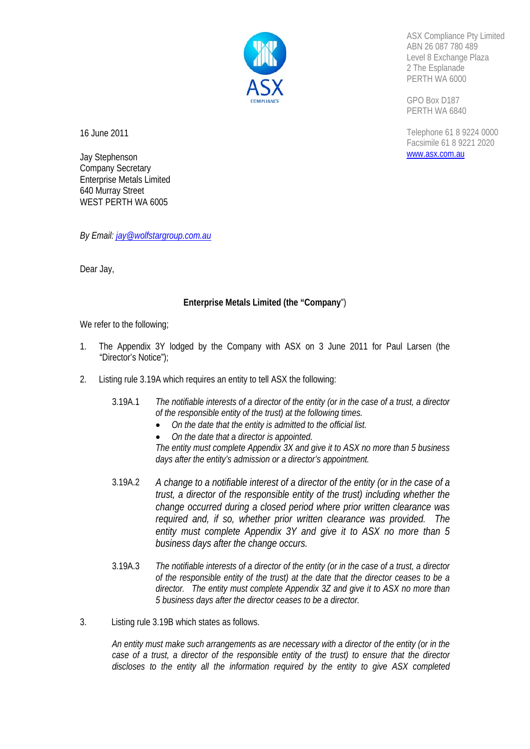ASX Compliance Pty Limited
ABN 26 087 780 489
Level 8 Exchange Plaza
2 The Esplanade
PERTH WA 6000

GPO Box D187
PERTH WA 6840

Telephone 61 8 9224 0000
Facsimile 61 8 9221 2020
www.asx.com.au

16 June 2011

Jay Stephenson
Company Secretary
Enterprise Metals Limited
640 Murray Street
WEST PERTH WA 6005

*By Email: jay@wolfstargroup.com.au*

Dear Jay,

**Enterprise Metals Limited (the "Company")**

We refer to the following;

1. The Appendix 3Y lodged by the Company with ASX on 3 June 2011 for Paul Larsen (the "Director's Notice");

2. Listing rule 3.19A which requires an entity to tell ASX the following:

   3.19A.1 *The notifiable interests of a director of the entity (or in the case of a trust, a director of the responsible entity of the trust) at the following times.*
   - *On the date that the entity is admitted to the official list.*
   - *On the date that a director is appointed.*

   *The entity must complete Appendix 3X and give it to ASX no more than 5 business days after the entity's admission or a director's appointment.*

   3.19A.2 *A change to a notifiable interest of a director of the entity (or in the case of a trust, a director of the responsible entity of the trust) including whether the change occurred during a closed period where prior written clearance was required and, if so, whether prior written clearance was provided. The entity must complete Appendix 3Y and give it to ASX no more than 5 business days after the change occurs.*

   3.19A.3 *The notifiable interests of a director of the entity (or in the case of a trust, a director of the responsible entity of the trust) at the date that the director ceases to be a director. The entity must complete Appendix 3Z and give it to ASX no more than 5 business days after the director ceases to be a director.*

3. Listing rule 3.19B which states as follows.

   *An entity must make such arrangements as are necessary with a director of the entity (or in the case of a trust, a director of the responsible entity of the trust) to ensure that the director discloses to the entity all the information required by the entity to give ASX completed*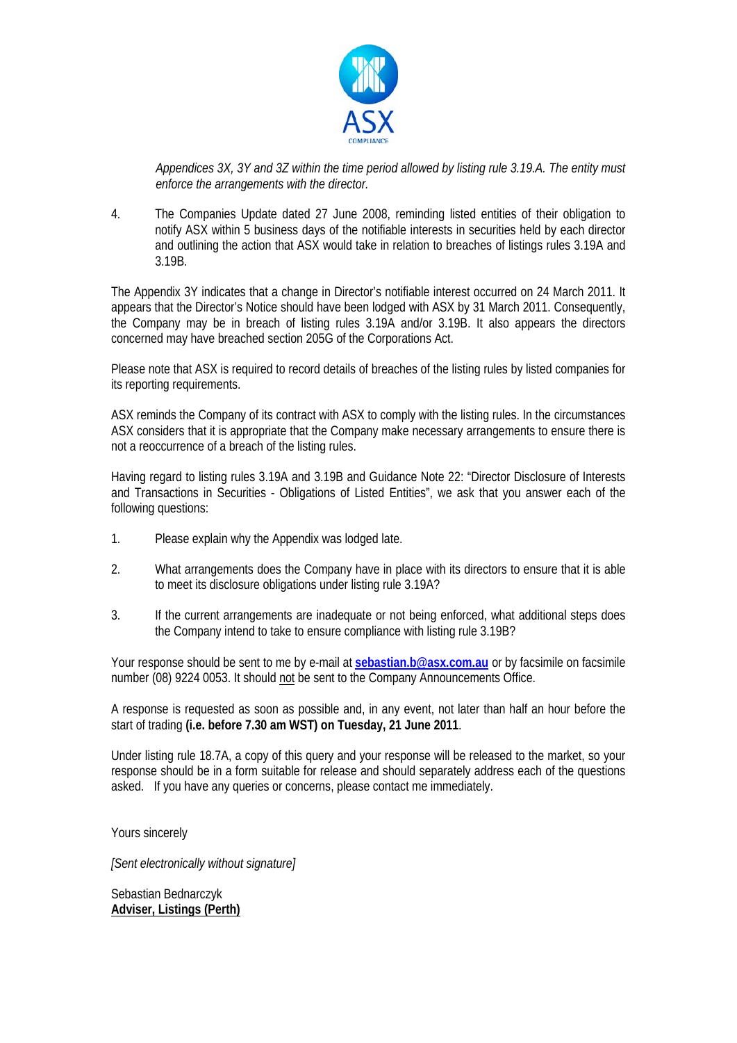*Appendices 3X, 3Y and 3Z within the time period allowed by listing rule 3.19.A. The entity must enforce the arrangements with the director.*

4. The Companies Update dated 27 June 2008, reminding listed entities of their obligation to notify ASX within 5 business days of the notifiable interests in securities held by each director and outlining the action that ASX would take in relation to breaches of listings rules 3.19A and 3.19B.

The Appendix 3Y indicates that a change in Director's notifiable interest occurred on 24 March 2011. It appears that the Director's Notice should have been lodged with ASX by 31 March 2011. Consequently, the Company may be in breach of listing rules 3.19A and/or 3.19B. It also appears the directors concerned may have breached section 205G of the Corporations Act.

Please note that ASX is required to record details of breaches of the listing rules by listed companies for its reporting requirements.

ASX reminds the Company of its contract with ASX to comply with the listing rules. In the circumstances ASX considers that it is appropriate that the Company make necessary arrangements to ensure there is not a reoccurrence of a breach of the listing rules.

Having regard to listing rules 3.19A and 3.19B and Guidance Note 22: "Director Disclosure of Interests and Transactions in Securities - Obligations of Listed Entities", we ask that you answer each of the following questions:

1. Please explain why the Appendix was lodged late.

2. What arrangements does the Company have in place with its directors to ensure that it is able to meet its disclosure obligations under listing rule 3.19A?

3. If the current arrangements are inadequate or not being enforced, what additional steps does the Company intend to take to ensure compliance with listing rule 3.19B?

Your response should be sent to me by e-mail at **sebastian.b@asx.com.au** or by facsimile on facsimile number (08) 9224 0053. It should not be sent to the Company Announcements Office.

A response is requested as soon as possible and, in any event, not later than half an hour before the start of trading **(i.e. before 7.30 am WST) on Tuesday, 21 June 2011**.

Under listing rule 18.7A, a copy of this query and your response will be released to the market, so your response should be in a form suitable for release and should separately address each of the questions asked. If you have any queries or concerns, please contact me immediately.

Yours sincerely

*[Sent electronically without signature]*

Sebastian Bednarczyk
**Adviser, Listings (Perth)**